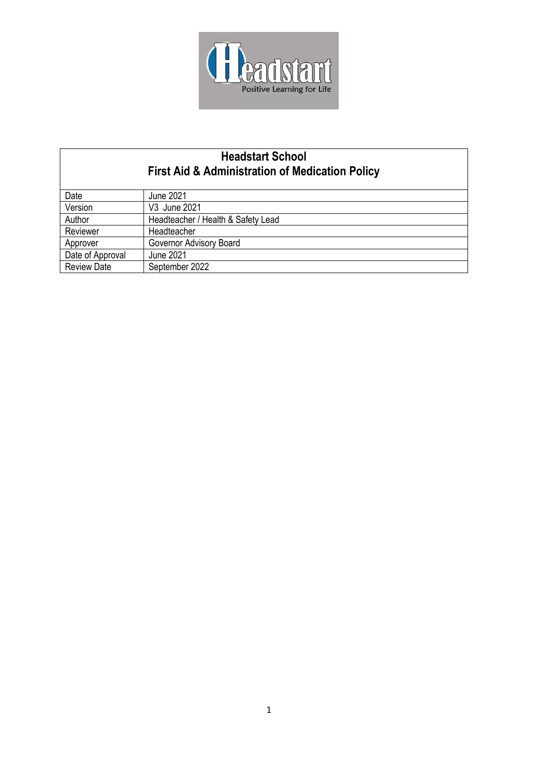# Headstart School
## First Aid & Administration of Medication Policy

| | |
|---|---|
| Date | June 2021 |
| Version | V3 June 2021 |
| Author | Headteacher / Health & Safety Lead |
| Reviewer | Headteacher |
| Approver | Governor Advisory Board |
| Date of Approval | June 2021 |
| Review Date | September 2022 |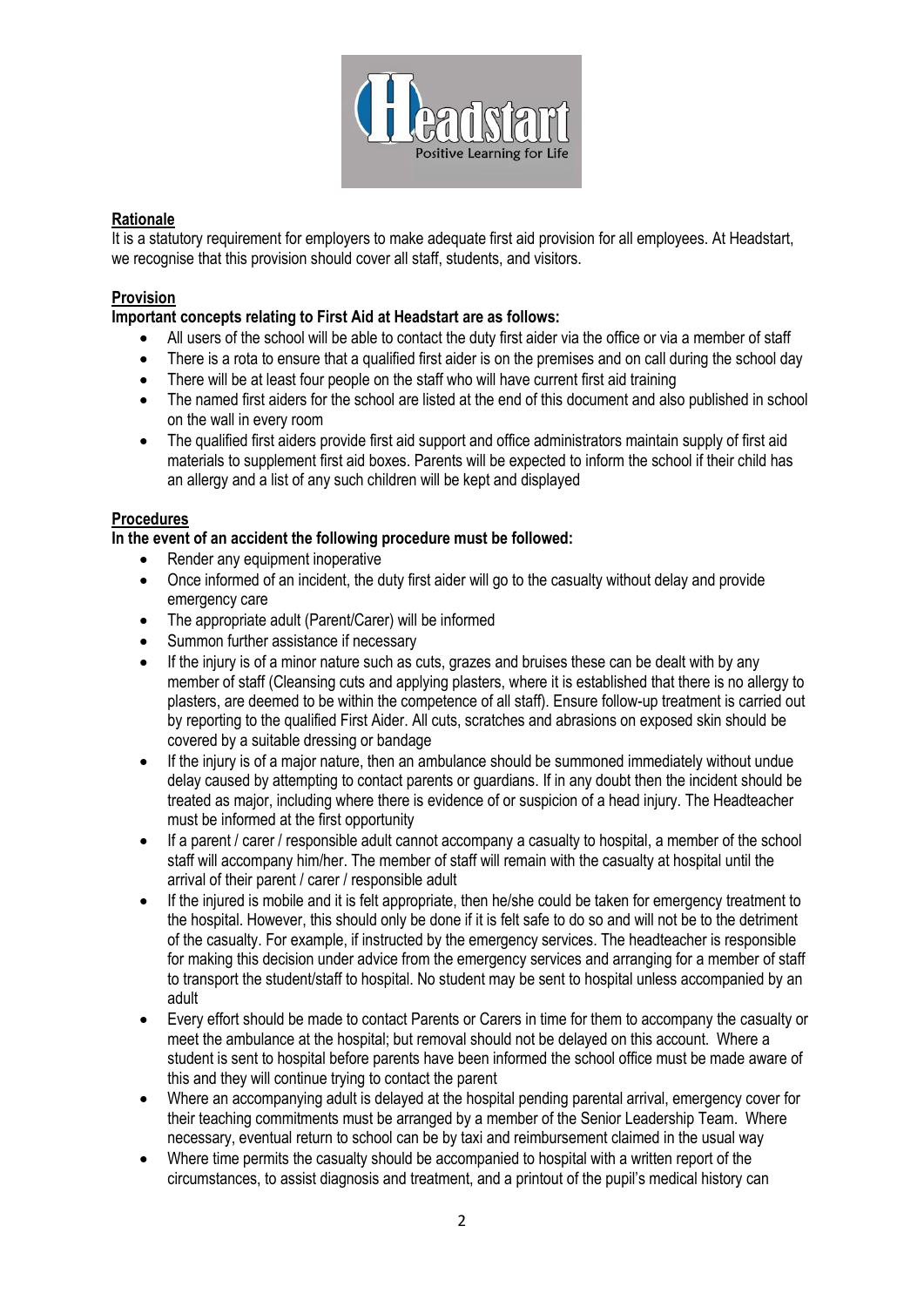## Rationale

It is a statutory requirement for employers to make adequate first aid provision for all employees. At Headstart, we recognise that this provision should cover all staff, students, and visitors.

## Provision

**Important concepts relating to First Aid at Headstart are as follows:**

- All users of the school will be able to contact the duty first aider via the office or via a member of staff
- There is a rota to ensure that a qualified first aider is on the premises and on call during the school day
- There will be at least four people on the staff who will have current first aid training
- The named first aiders for the school are listed at the end of this document and also published in school on the wall in every room
- The qualified first aiders provide first aid support and office administrators maintain supply of first aid materials to supplement first aid boxes. Parents will be expected to inform the school if their child has an allergy and a list of any such children will be kept and displayed

## Procedures

**In the event of an accident the following procedure must be followed:**

- Render any equipment inoperative
- Once informed of an incident, the duty first aider will go to the casualty without delay and provide emergency care
- The appropriate adult (Parent/Carer) will be informed
- Summon further assistance if necessary
- If the injury is of a minor nature such as cuts, grazes and bruises these can be dealt with by any member of staff (Cleansing cuts and applying plasters, where it is established that there is no allergy to plasters, are deemed to be within the competence of all staff). Ensure follow-up treatment is carried out by reporting to the qualified First Aider. All cuts, scratches and abrasions on exposed skin should be covered by a suitable dressing or bandage
- If the injury is of a major nature, then an ambulance should be summoned immediately without undue delay caused by attempting to contact parents or guardians. If in any doubt then the incident should be treated as major, including where there is evidence of or suspicion of a head injury. The Headteacher must be informed at the first opportunity
- If a parent / carer / responsible adult cannot accompany a casualty to hospital, a member of the school staff will accompany him/her. The member of staff will remain with the casualty at hospital until the arrival of their parent / carer / responsible adult
- If the injured is mobile and it is felt appropriate, then he/she could be taken for emergency treatment to the hospital. However, this should only be done if it is felt safe to do so and will not be to the detriment of the casualty. For example, if instructed by the emergency services. The headteacher is responsible for making this decision under advice from the emergency services and arranging for a member of staff to transport the student/staff to hospital. No student may be sent to hospital unless accompanied by an adult
- Every effort should be made to contact Parents or Carers in time for them to accompany the casualty or meet the ambulance at the hospital; but removal should not be delayed on this account. Where a student is sent to hospital before parents have been informed the school office must be made aware of this and they will continue trying to contact the parent
- Where an accompanying adult is delayed at the hospital pending parental arrival, emergency cover for their teaching commitments must be arranged by a member of the Senior Leadership Team. Where necessary, eventual return to school can be by taxi and reimbursement claimed in the usual way
- Where time permits the casualty should be accompanied to hospital with a written report of the circumstances, to assist diagnosis and treatment, and a printout of the pupil's medical history can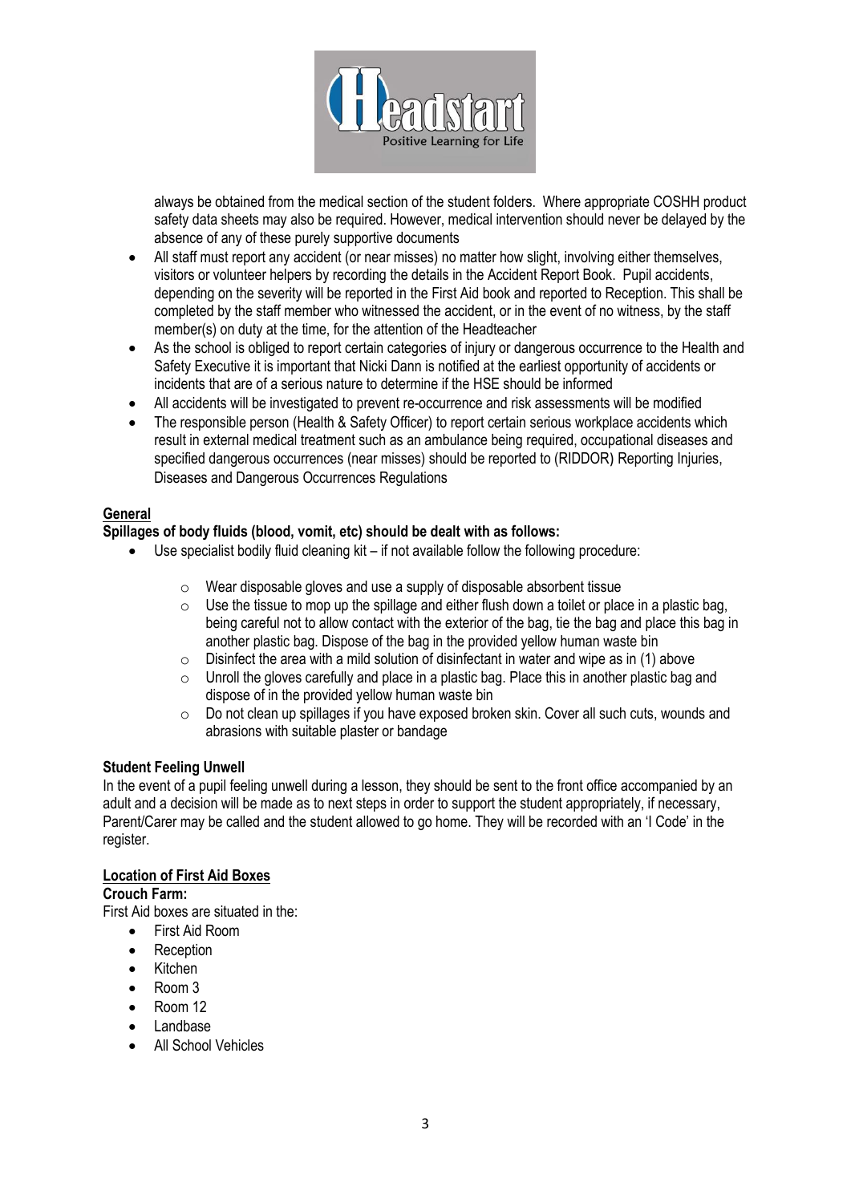always be obtained from the medical section of the student folders. Where appropriate COSHH product safety data sheets may also be required. However, medical intervention should never be delayed by the absence of any of these purely supportive documents

- All staff must report any accident (or near misses) no matter how slight, involving either themselves, visitors or volunteer helpers by recording the details in the Accident Report Book. Pupil accidents, depending on the severity will be reported in the First Aid book and reported to Reception. This shall be completed by the staff member who witnessed the accident, or in the event of no witness, by the staff member(s) on duty at the time, for the attention of the Headteacher
- As the school is obliged to report certain categories of injury or dangerous occurrence to the Health and Safety Executive it is important that Nicki Dann is notified at the earliest opportunity of accidents or incidents that are of a serious nature to determine if the HSE should be informed
- All accidents will be investigated to prevent re-occurrence and risk assessments will be modified
- The responsible person (Health & Safety Officer) to report certain serious workplace accidents which result in external medical treatment such as an ambulance being required, occupational diseases and specified dangerous occurrences (near misses) should be reported to (RIDDOR) Reporting Injuries, Diseases and Dangerous Occurrences Regulations

## General

**Spillages of body fluids (blood, vomit, etc) should be dealt with as follows:**

- Use specialist bodily fluid cleaning kit – if not available follow the following procedure:
  - Wear disposable gloves and use a supply of disposable absorbent tissue
  - Use the tissue to mop up the spillage and either flush down a toilet or place in a plastic bag, being careful not to allow contact with the exterior of the bag, tie the bag and place this bag in another plastic bag. Dispose of the bag in the provided yellow human waste bin
  - Disinfect the area with a mild solution of disinfectant in water and wipe as in (1) above
  - Unroll the gloves carefully and place in a plastic bag. Place this in another plastic bag and dispose of in the provided yellow human waste bin
  - Do not clean up spillages if you have exposed broken skin. Cover all such cuts, wounds and abrasions with suitable plaster or bandage

### Student Feeling Unwell

In the event of a pupil feeling unwell during a lesson, they should be sent to the front office accompanied by an adult and a decision will be made as to next steps in order to support the student appropriately, if necessary, Parent/Carer may be called and the student allowed to go home. They will be recorded with an 'I Code' in the register.

## Location of First Aid Boxes

**Crouch Farm:**

First Aid boxes are situated in the:

- First Aid Room
- Reception
- Kitchen
- Room 3
- Room 12
- Landbase
- All School Vehicles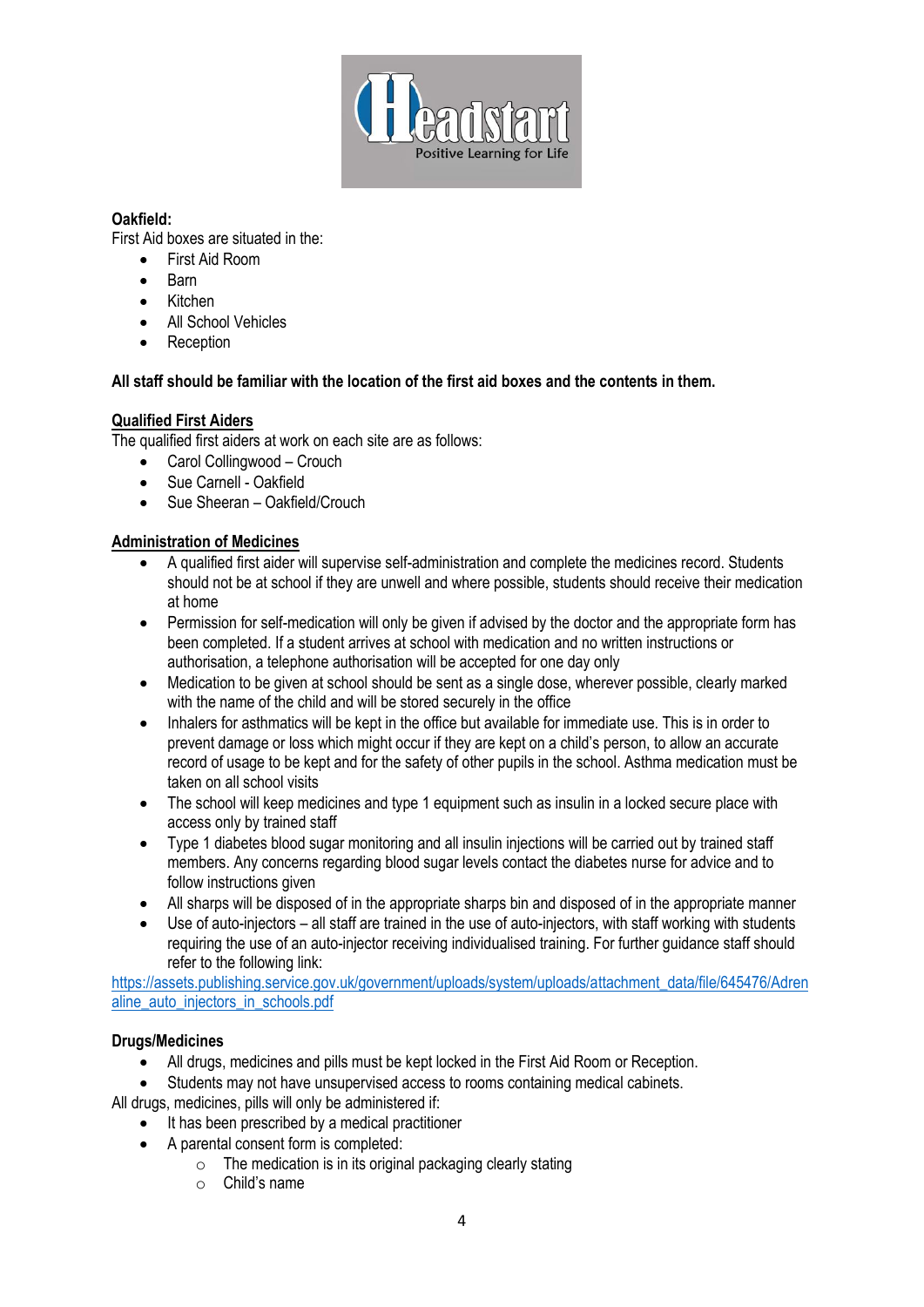**Oakfield:**

First Aid boxes are situated in the:

- First Aid Room
- Barn
- Kitchen
- All School Vehicles
- Reception

**All staff should be familiar with the location of the first aid boxes and the contents in them.**

**Qualified First Aiders**

The qualified first aiders at work on each site are as follows:

- Carol Collingwood – Crouch
- Sue Carnell - Oakfield
- Sue Sheeran – Oakfield/Crouch

**Administration of Medicines**

- A qualified first aider will supervise self-administration and complete the medicines record. Students should not be at school if they are unwell and where possible, students should receive their medication at home
- Permission for self-medication will only be given if advised by the doctor and the appropriate form has been completed. If a student arrives at school with medication and no written instructions or authorisation, a telephone authorisation will be accepted for one day only
- Medication to be given at school should be sent as a single dose, wherever possible, clearly marked with the name of the child and will be stored securely in the office
- Inhalers for asthmatics will be kept in the office but available for immediate use. This is in order to prevent damage or loss which might occur if they are kept on a child's person, to allow an accurate record of usage to be kept and for the safety of other pupils in the school. Asthma medication must be taken on all school visits
- The school will keep medicines and type 1 equipment such as insulin in a locked secure place with access only by trained staff
- Type 1 diabetes blood sugar monitoring and all insulin injections will be carried out by trained staff members. Any concerns regarding blood sugar levels contact the diabetes nurse for advice and to follow instructions given
- All sharps will be disposed of in the appropriate sharps bin and disposed of in the appropriate manner
- Use of auto-injectors – all staff are trained in the use of auto-injectors, with staff working with students requiring the use of an auto-injector receiving individualised training. For further guidance staff should refer to the following link:

https://assets.publishing.service.gov.uk/government/uploads/system/uploads/attachment_data/file/645476/Adrenaline_auto_injectors_in_schools.pdf

**Drugs/Medicines**

- All drugs, medicines and pills must be kept locked in the First Aid Room or Reception.
- Students may not have unsupervised access to rooms containing medical cabinets.

All drugs, medicines, pills will only be administered if:

- It has been prescribed by a medical practitioner
- A parental consent form is completed:
    - The medication is in its original packaging clearly stating
    - Child's name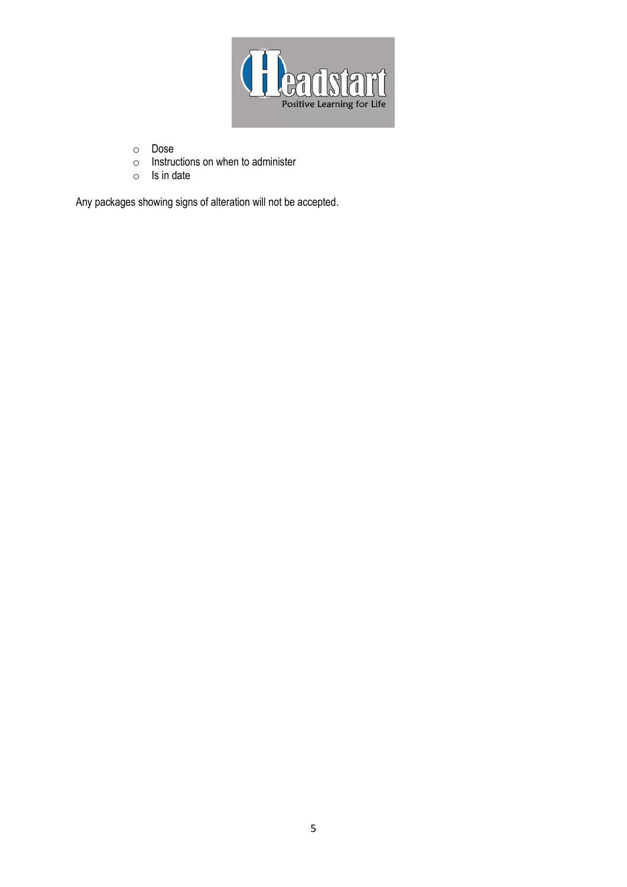- Dose
- Instructions on when to administer
- Is in date

Any packages showing signs of alteration will not be accepted.